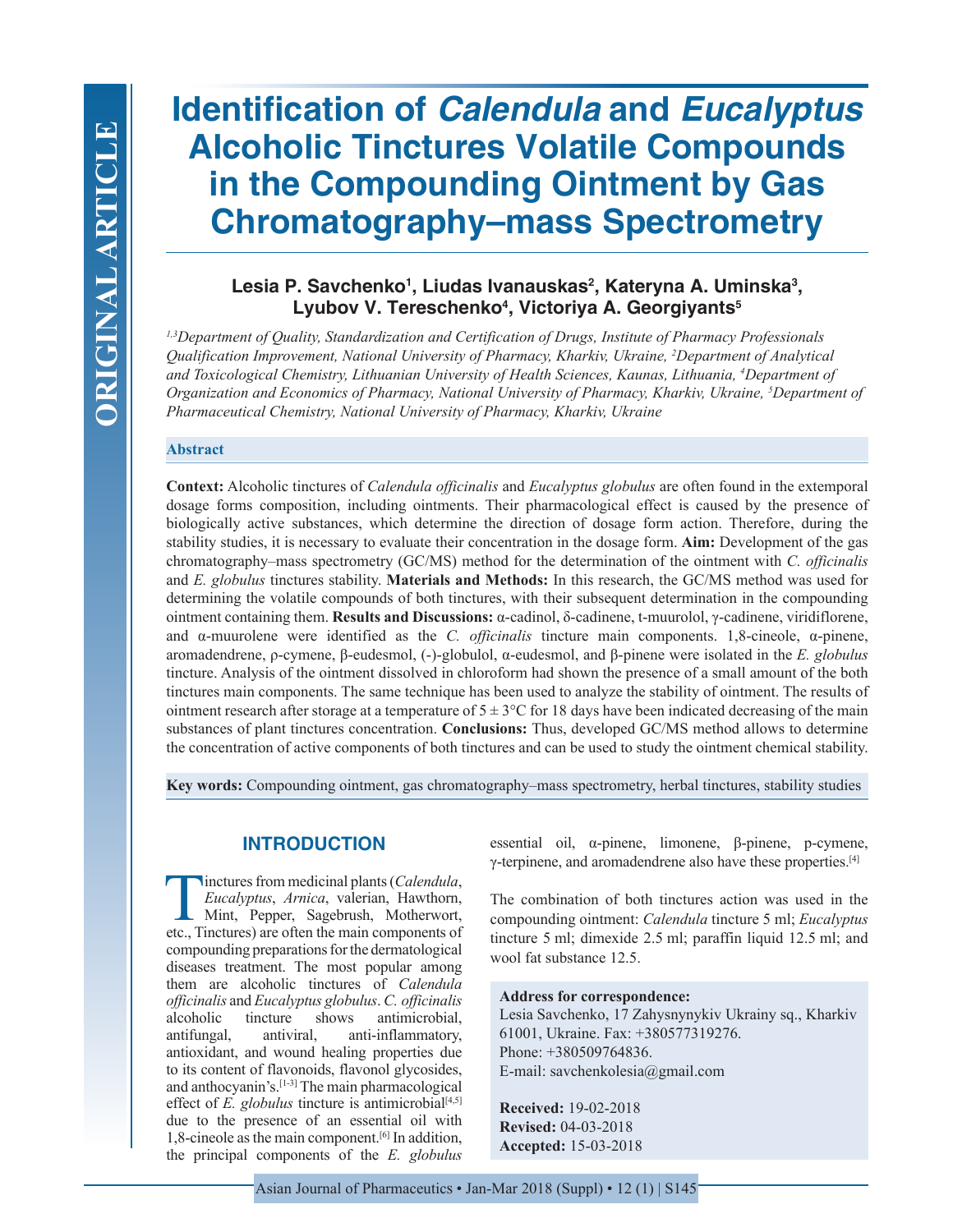# Identification of *Calendula* and *Eucalyptus* Alcoholic Tinctures Volatile Compounds in the Compounding Ointment by Gas Chromatography–mass Spectrometry

**Lesia P. Savchenko[1], Liudas Ivanauskas[2], Kateryna A. Uminska[3], Lyubov V. Tereschenko[4], Victoriya A. Georgiyants[5]**

*[1,3]Department of Quality, Standardization and Certification of Drugs, Institute of Pharmacy Professionals Qualification Improvement, National University of Pharmacy, Kharkiv, Ukraine, [2]Department of Analytical and Toxicological Chemistry, Lithuanian University of Health Sciences, Kaunas, Lithuania, [4]Department of Organization and Economics of Pharmacy, National University of Pharmacy, Kharkiv, Ukraine, [5]Department of Pharmaceutical Chemistry, National University of Pharmacy, Kharkiv, Ukraine*

## Abstract

**Context:** Alcoholic tinctures of *Calendula officinalis* and *Eucalyptus globulus* are often found in the extemporal dosage forms composition, including ointments. Their pharmacological effect is caused by the presence of biologically active substances, which determine the direction of dosage form action. Therefore, during the stability studies, it is necessary to evaluate their concentration in the dosage form. **Aim:** Development of the gas chromatography–mass spectrometry (GC/MS) method for the determination of the ointment with *C. officinalis* and *E. globulus* tinctures stability. **Materials and Methods:** In this research, the GC/MS method was used for determining the volatile compounds of both tinctures, with their subsequent determination in the compounding ointment containing them. **Results and Discussions:** α-cadinol, δ-cadinene, t-muurolol, γ-cadinene, viridiflorene, and α-muurolene were identified as the *C. officinalis* tincture main components. 1,8-cineole, α-pinene, aromadendrene, ρ-cymene, β-eudesmol, (-)-globulol, α-eudesmol, and β-pinene were isolated in the *E. globulus* tincture. Analysis of the ointment dissolved in chloroform had shown the presence of a small amount of the both tinctures main components. The same technique has been used to analyze the stability of ointment. The results of ointment research after storage at a temperature of 5 ± 3°C for 18 days have been indicated decreasing of the main substances of plant tinctures concentration. **Conclusions:** Thus, developed GC/MS method allows to determine the concentration of active components of both tinctures and can be used to study the ointment chemical stability.

**Key words:** Compounding ointment, gas chromatography–mass spectrometry, herbal tinctures, stability studies

## INTRODUCTION

Tinctures from medicinal plants (*Calendula*, *Eucalyptus*, *Arnica*, valerian, Hawthorn, Mint, Pepper, Sagebrush, Motherwort, etc., Tinctures) are often the main components of compounding preparations for the dermatological diseases treatment. The most popular among them are alcoholic tinctures of *Calendula officinalis* and *Eucalyptus globulus*. *C. officinalis* alcoholic tincture shows antimicrobial, antifungal, antiviral, anti-inflammatory, antioxidant, and wound healing properties due to its content of flavonoids, flavonol glycosides, and anthocyanin's.[1-3] The main pharmacological effect of *E. globulus* tincture is antimicrobial[4,5] due to the presence of an essential oil with 1,8-cineole as the main component.[6] In addition, the principal components of the *E. globulus* essential oil, α-pinene, limonene, β-pinene, p-cymene, γ-terpinene, and aromadendrene also have these properties.[4]

The combination of both tinctures action was used in the compounding ointment: *Calendula* tincture 5 ml; *Eucalyptus* tincture 5 ml; dimexide 2.5 ml; paraffin liquid 12.5 ml; and wool fat substance 12.5.

**Address for correspondence:**
Lesia Savchenko, 17 Zahysnynykiv Ukrainy sq., Kharkiv 61001, Ukraine. Fax: +380577319276.
Phone: +380509764836.
E-mail: savchenkolesia@gmail.com

**Received:** 19-02-2018
**Revised:** 04-03-2018
**Accepted:** 15-03-2018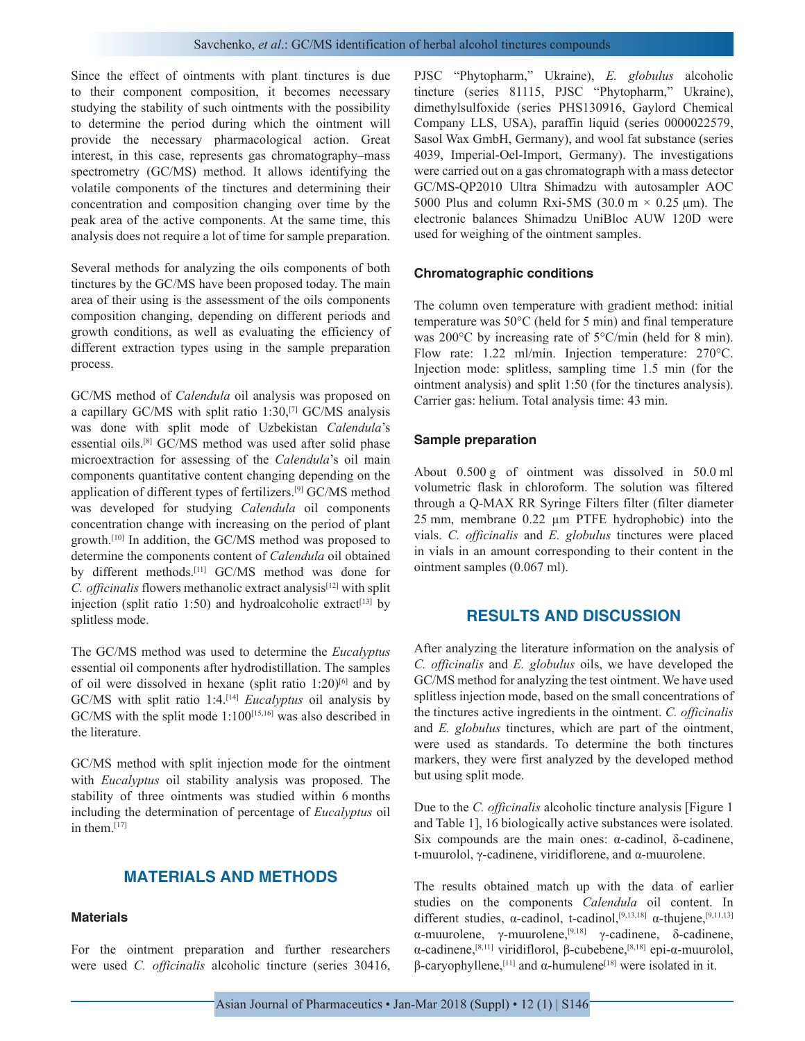Since the effect of ointments with plant tinctures is due to their component composition, it becomes necessary studying the stability of such ointments with the possibility to determine the period during which the ointment will provide the necessary pharmacological action. Great interest, in this case, represents gas chromatography–mass spectrometry (GC/MS) method. It allows identifying the volatile components of the tinctures and determining their concentration and composition changing over time by the peak area of the active components. At the same time, this analysis does not require a lot of time for sample preparation.

Several methods for analyzing the oils components of both tinctures by the GC/MS have been proposed today. The main area of their using is the assessment of the oils components composition changing, depending on different periods and growth conditions, as well as evaluating the efficiency of different extraction types using in the sample preparation process.

GC/MS method of *Calendula* oil analysis was proposed on a capillary GC/MS with split ratio 1:30,[7] GC/MS analysis was done with split mode of Uzbekistan *Calendula*'s essential oils.[8] GC/MS method was used after solid phase microextraction for assessing of the *Calendula*'s oil main components quantitative content changing depending on the application of different types of fertilizers.[9] GC/MS method was developed for studying *Calendula* oil components concentration change with increasing on the period of plant growth.[10] In addition, the GC/MS method was proposed to determine the components content of *Calendula* oil obtained by different methods.[11] GC/MS method was done for *C. officinalis* flowers methanolic extract analysis[12] with split injection (split ratio 1:50) and hydroalcoholic extract[13] by splitless mode.

The GC/MS method was used to determine the *Eucalyptus* essential oil components after hydrodistillation. The samples of oil were dissolved in hexane (split ratio 1:20)[6] and by GC/MS with split ratio 1:4.[14] *Eucalyptus* oil analysis by GC/MS with the split mode 1:100[15,16] was also described in the literature.

GC/MS method with split injection mode for the ointment with *Eucalyptus* oil stability analysis was proposed. The stability of three ointments was studied within 6 months including the determination of percentage of *Eucalyptus* oil in them.[17]

## MATERIALS AND METHODS

### Materials

For the ointment preparation and further researchers were used *C. officinalis* alcoholic tincture (series 30416, PJSC "Phytopharm," Ukraine), *E. globulus* alcoholic tincture (series 81115, PJSC "Phytopharm," Ukraine), dimethylsulfoxide (series PHS130916, Gaylord Chemical Company LLS, USA), paraffin liquid (series 0000022579, Sasol Wax GmbH, Germany), and wool fat substance (series 4039, Imperial-Oel-Import, Germany). The investigations were carried out on a gas chromatograph with a mass detector GC/MS-QP2010 Ultra Shimadzu with autosampler AOC 5000 Plus and column Rxi-5MS (30.0 m × 0.25 μm). The electronic balances Shimadzu UniBloc AUW 120D were used for weighing of the ointment samples.

### Chromatographic conditions

The column oven temperature with gradient method: initial temperature was 50°C (held for 5 min) and final temperature was 200°C by increasing rate of 5°C/min (held for 8 min). Flow rate: 1.22 ml/min. Injection temperature: 270°C. Injection mode: splitless, sampling time 1.5 min (for the ointment analysis) and split 1:50 (for the tinctures analysis). Carrier gas: helium. Total analysis time: 43 min.

### Sample preparation

About 0.500 g of ointment was dissolved in 50.0 ml volumetric flask in chloroform. The solution was filtered through a Q-MAX RR Syringe Filters filter (filter diameter 25 mm, membrane 0.22 μm PTFE hydrophobic) into the vials. *C. officinalis* and *E. globulus* tinctures were placed in vials in an amount corresponding to their content in the ointment samples (0.067 ml).

## RESULTS AND DISCUSSION

After analyzing the literature information on the analysis of *C. officinalis* and *E. globulus* oils, we have developed the GC/MS method for analyzing the test ointment. We have used splitless injection mode, based on the small concentrations of the tinctures active ingredients in the ointment. *C. officinalis* and *E. globulus* tinctures, which are part of the ointment, were used as standards. To determine the both tinctures markers, they were first analyzed by the developed method but using split mode.

Due to the *C. officinalis* alcoholic tincture analysis [Figure 1 and Table 1], 16 biologically active substances were isolated. Six compounds are the main ones: α-cadinol, δ-cadinene, t-muurolol, γ-cadinene, viridiflorene, and α-muurolene.

The results obtained match up with the data of earlier studies on the components *Calendula* oil content. In different studies, α-cadinol, t-cadinol,[9,13,18] α-thujene,[9,11,13] α-muurolene, γ-muurolene,[9,18] γ-cadinene, δ-cadinene, α-cadinene,[8,11] viridiflorol, β-cubebene,[8,18] epi-α-muurolol, β-caryophyllene,[11] and α-humulene[18] were isolated in it.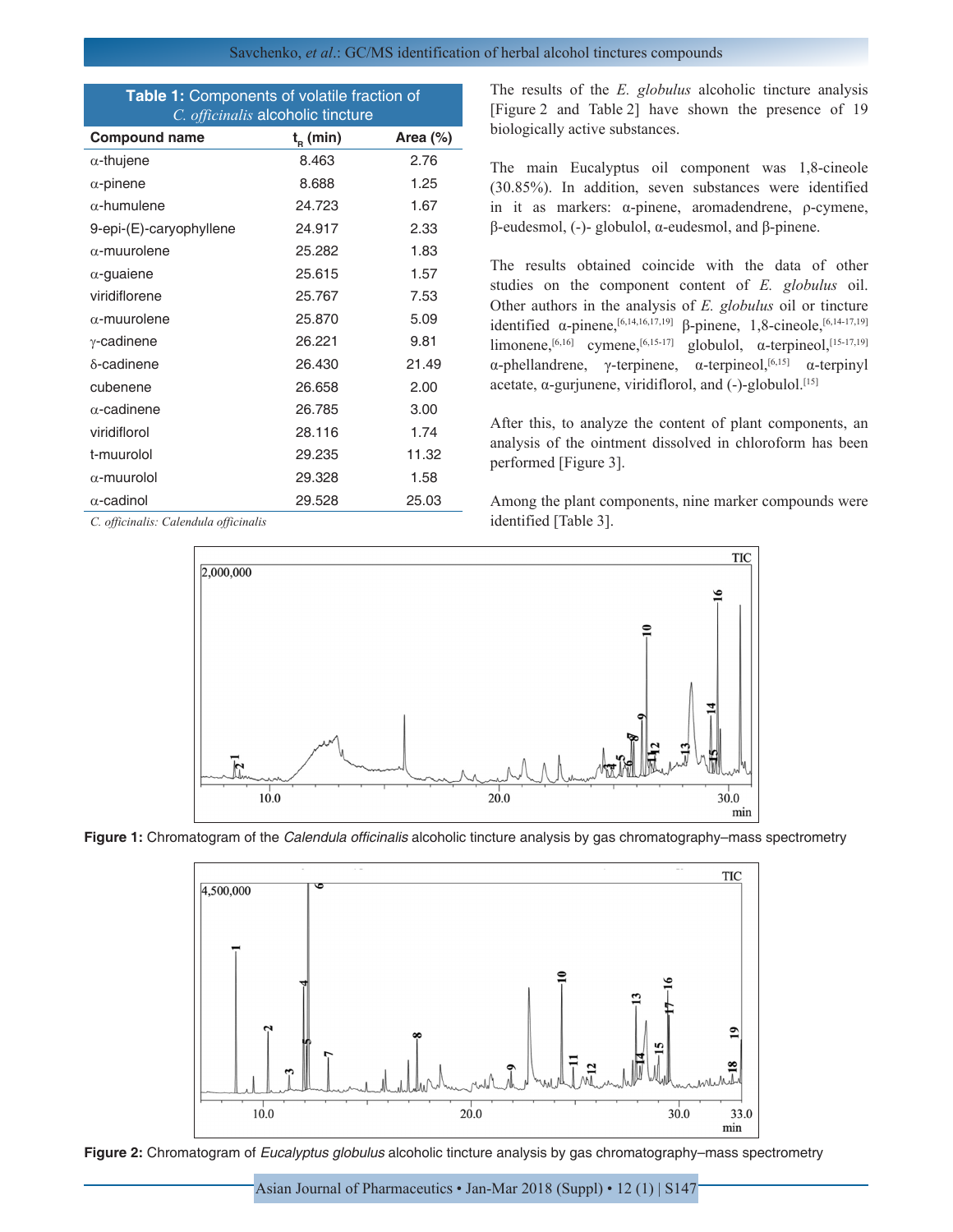**Table 1:** Components of volatile fraction of *C. officinalis* alcoholic tincture

| Compound name | $t_R$ (min) | Area (%) |
|---|---|---|
| α-thujene | 8.463 | 2.76 |
| α-pinene | 8.688 | 1.25 |
| α-humulene | 24.723 | 1.67 |
| 9-epi-(E)-caryophyllene | 24.917 | 2.33 |
| α-muurolene | 25.282 | 1.83 |
| α-guaiene | 25.615 | 1.57 |
| viridiflorene | 25.767 | 7.53 |
| α-muurolene | 25.870 | 5.09 |
| γ-cadinene | 26.221 | 9.81 |
| δ-cadinene | 26.430 | 21.49 |
| cubenene | 26.658 | 2.00 |
| α-cadinene | 26.785 | 3.00 |
| viridiflorol | 28.116 | 1.74 |
| t-muurolol | 29.235 | 11.32 |
| α-muurolol | 29.328 | 1.58 |
| α-cadinol | 29.528 | 25.03 |

*C. officinalis: Calendula officinalis*

The results of the *E. globulus* alcoholic tincture analysis [Figure 2 and Table 2] have shown the presence of 19 biologically active substances.

The main Eucalyptus oil component was 1,8-cineole (30.85%). In addition, seven substances were identified in it as markers: α-pinene, aromadendrene, ρ-cymene, β-eudesmol, (-)- globulol, α-eudesmol, and β-pinene.

The results obtained coincide with the data of other studies on the component content of *E. globulus* oil. Other authors in the analysis of *E. globulus* oil or tincture identified α-pinene,[6,14,16,17,19] β-pinene, 1,8-cineole,[6,14-17,19] limonene,[6,16] cymene,[6,15-17] globulol, α-terpineol,[15-17,19] α-phellandrene, γ-terpinene, α-terpineol,[6,15] α-terpinyl acetate, α-gurjunene, viridiflorol, and (-)-globulol.[15]

After this, to analyze the content of plant components, an analysis of the ointment dissolved in chloroform has been performed [Figure 3].

Among the plant components, nine marker compounds were identified [Table 3].

TIC
2,000,000
1 2 4 5 6 7 8 9 10 11 12 13 14 15 16
10.0
20.0
30.0
min

**Figure 1:** Chromatogram of the *Calendula officinalis* alcoholic tincture analysis by gas chromatography–mass spectrometry

TIC
4,500,000
1 2 3 4 5 6 7 8 9 10 11 12 13 14 15 16 17 18 19
10.0
20.0
30.0
33.0
min

**Figure 2:** Chromatogram of *Eucalyptus globulus* alcoholic tincture analysis by gas chromatography–mass spectrometry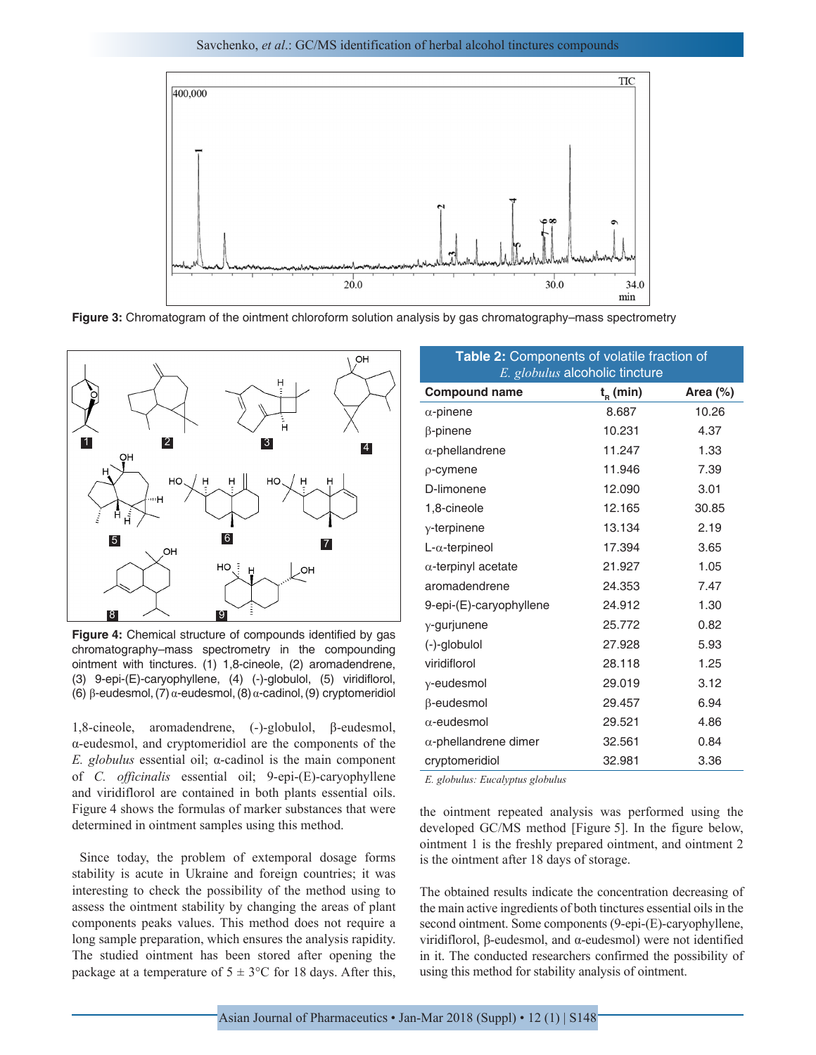TIC

400,000

1 2 3 4 5 7 6 8 9

20.0 30.0 34.0 min

**Figure 3:** Chromatogram of the ointment chloroform solution analysis by gas chromatography–mass spectrometry

1 2 3 4 5 6 7 8 9

**Figure 4:** Chemical structure of compounds identified by gas chromatography–mass spectrometry in the compounding ointment with tinctures. (1) 1,8-cineole, (2) aromadendrene, (3) 9-epi-(E)-caryophyllene, (4) (-)-globulol, (5) viridiflorol, (6) β-eudesmol, (7) α-eudesmol, (8) α-cadinol, (9) cryptomeridiol

1,8-cineole, aromadendrene, (-)-globulol, β-eudesmol, α-eudesmol, and cryptomeridiol are the components of the *E. globulus* essential oil; α-cadinol is the main component of *C. officinalis* essential oil; 9-epi-(E)-caryophyllene and viridiflorol are contained in both plants essential oils. Figure 4 shows the formulas of marker substances that were determined in ointment samples using this method.

Since today, the problem of extemporal dosage forms stability is acute in Ukraine and foreign countries; it was interesting to check the possibility of the method using to assess the ointment stability by changing the areas of plant components peaks values. This method does not require a long sample preparation, which ensures the analysis rapidity. The studied ointment has been stored after opening the package at a temperature of 5 ± 3°C for 18 days. After this, the ointment repeated analysis was performed using the developed GC/MS method [Figure 5]. In the figure below, ointment 1 is the freshly prepared ointment, and ointment 2 is the ointment after 18 days of storage.

The obtained results indicate the concentration decreasing of the main active ingredients of both tinctures essential oils in the second ointment. Some components (9-epi-(E)-caryophyllene, viridiflorol, β-eudesmol, and α-eudesmol) were not identified in it. The conducted researchers confirmed the possibility of using this method for stability analysis of ointment.

**Table 2:** Components of volatile fraction of *E. globulus* alcoholic tincture

| Compound name | $t_R$ (min) | Area (%) |
|---|---|---|
| α-pinene | 8.687 | 10.26 |
| β-pinene | 10.231 | 4.37 |
| α-phellandrene | 11.247 | 1.33 |
| ρ-cymene | 11.946 | 7.39 |
| D-limonene | 12.090 | 3.01 |
| 1,8-cineole | 12.165 | 30.85 |
| γ-terpinene | 13.134 | 2.19 |
| L-α-terpineol | 17.394 | 3.65 |
| α-terpinyl acetate | 21.927 | 1.05 |
| aromadendrene | 24.353 | 7.47 |
| 9-epi-(E)-caryophyllene | 24.912 | 1.30 |
| γ-gurjunene | 25.772 | 0.82 |
| (-)-globulol | 27.928 | 5.93 |
| viridiflorol | 28.118 | 1.25 |
| γ-eudesmol | 29.019 | 3.12 |
| β-eudesmol | 29.457 | 6.94 |
| α-eudesmol | 29.521 | 4.86 |
| α-phellandrene dimer | 32.561 | 0.84 |
| cryptomeridiol | 32.981 | 3.36 |

*E. globulus: Eucalyptus globulus*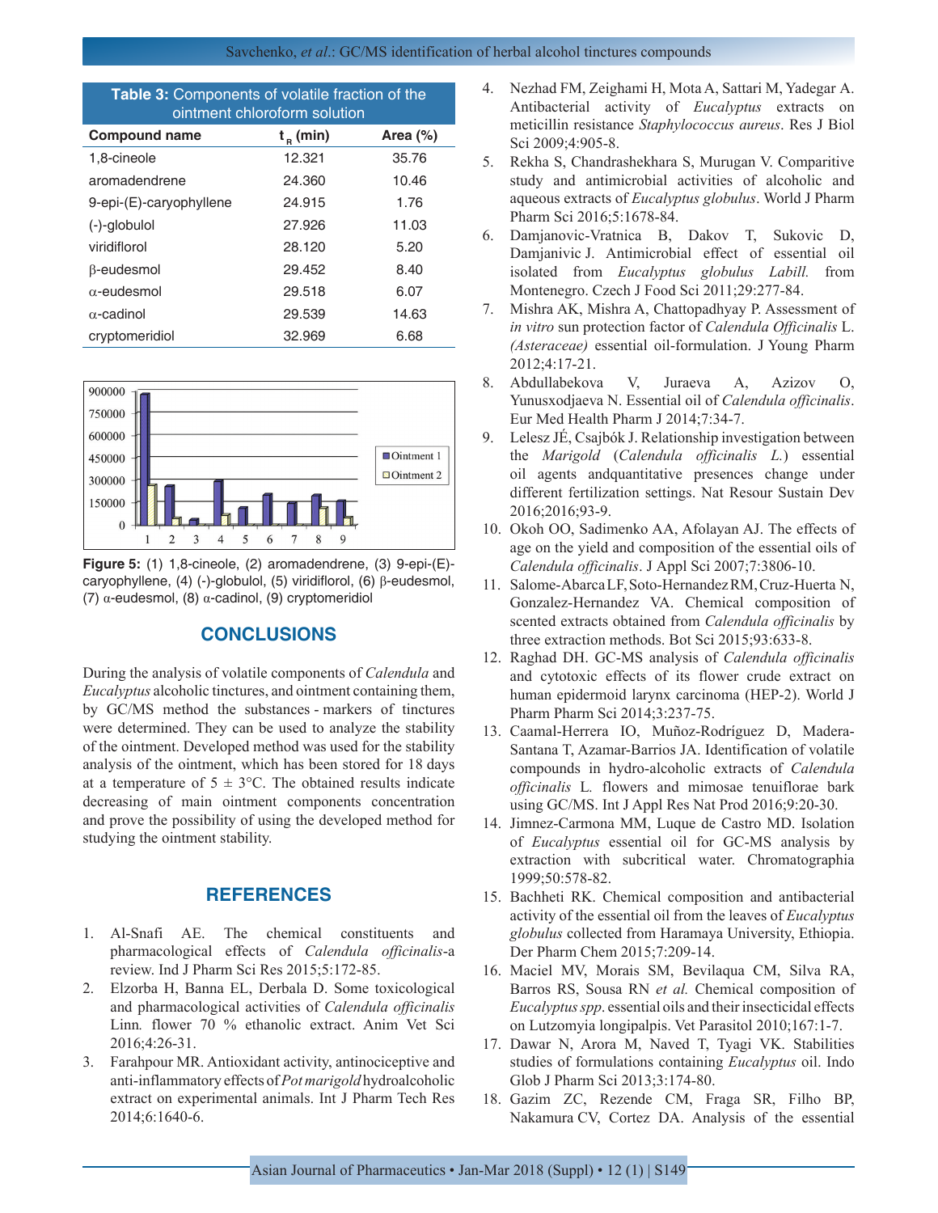**Table 3:** Components of volatile fraction of the ointment chloroform solution

| Compound name | $t_R$ (min) | Area (%) |
|---|---|---|
| 1,8-cineole | 12.321 | 35.76 |
| aromadendrene | 24.360 | 10.46 |
| 9-epi-(E)-caryophyllene | 24.915 | 1.76 |
| (-)-globulol | 27.926 | 11.03 |
| viridiflorol | 28.120 | 5.20 |
| β-eudesmol | 29.452 | 8.40 |
| α-eudesmol | 29.518 | 6.07 |
| α-cadinol | 29.539 | 14.63 |
| cryptomeridiol | 32.969 | 6.68 |

900000
750000
600000
450000
300000
150000
0
1 2 3 4 5 6 7 8 9
Ointment 1
Ointment 2

**Figure 5:** (1) 1,8-cineole, (2) aromadendrene, (3) 9-epi-(E)-caryophyllene, (4) (-)-globulol, (5) viridiflorol, (6) β-eudesmol, (7) α-eudesmol, (8) α-cadinol, (9) cryptomeridiol

## CONCLUSIONS

During the analysis of volatile components of *Calendula* and *Eucalyptus* alcoholic tinctures, and ointment containing them, by GC/MS method the substances - markers of tinctures were determined. They can be used to analyze the stability of the ointment. Developed method was used for the stability analysis of the ointment, which has been stored for 18 days at a temperature of 5 ± 3°C. The obtained results indicate decreasing of main ointment components concentration and prove the possibility of using the developed method for studying the ointment stability.

## REFERENCES

1. Al-Snafi AE. The chemical constituents and pharmacological effects of *Calendula officinalis*-a review. Ind J Pharm Sci Res 2015;5:172-85.
2. Elzorba H, Banna EL, Derbala D. Some toxicological and pharmacological activities of *Calendula officinalis* Linn*.* flower 70 % ethanolic extract. Anim Vet Sci 2016;4:26-31.
3. Farahpour MR. Antioxidant activity, antinociceptive and anti-inflammatory effects of *Pot marigold* hydroalcoholic extract on experimental animals. Int J Pharm Tech Res 2014;6:1640-6.
4. Nezhad FM, Zeighami H, Mota A, Sattari M, Yadegar A. Antibacterial activity of *Eucalyptus* extracts on meticillin resistance *Staphylococcus aureus*. Res J Biol Sci 2009;4:905-8.
5. Rekha S, Chandrashekhara S, Murugan V. Comparitive study and antimicrobial activities of alcoholic and aqueous extracts of *Eucalyptus globulus*. World J Pharm Pharm Sci 2016;5:1678-84.
6. Damjanovic-Vratnica B, Dakov T, Sukovic D, Damjanivic J. Antimicrobial effect of essential oil isolated from *Eucalyptus globulus Labill.* from Montenegro. Czech J Food Sci 2011;29:277-84.
7. Mishra AK, Mishra A, Chattopadhyay P. Assessment of *in vitro* sun protection factor of *Calendula Officinalis* L. *(Asteraceae)* essential oil-formulation. J Young Pharm 2012;4:17-21.
8. Abdullabekova V, Juraeva A, Azizov O, Yunusxodjaeva N. Essential oil of *Calendula officinalis*. Eur Med Health Pharm J 2014;7:34-7.
9. Lelesz JÉ, Csajbók J. Relationship investigation between the *Marigold* (*Calendula officinalis L.*) essential oil agents andquantitative presences change under different fertilization settings. Nat Resour Sustain Dev 2016;2016;93-9.
10. Okoh OO, Sadimenko AA, Afolayan AJ. The effects of age on the yield and composition of the essential oils of *Calendula officinalis*. J Appl Sci 2007;7:3806-10.
11. Salome-Abarca LF, Soto-Hernandez RM, Cruz-Huerta N, Gonzalez-Hernandez VA. Chemical composition of scented extracts obtained from *Calendula officinalis* by three extraction methods. Bot Sci 2015;93:633-8.
12. Raghad DH. GC-MS analysis of *Calendula officinalis* and cytotoxic effects of its flower crude extract on human epidermoid larynx carcinoma (HEP-2). World J Pharm Pharm Sci 2014;3:237-75.
13. Caamal-Herrera IO, Muñoz-Rodríguez D, Madera-Santana T, Azamar-Barrios JA. Identification of volatile compounds in hydro-alcoholic extracts of *Calendula officinalis* L. flowers and mimosae tenuiflorae bark using GC/MS. Int J Appl Res Nat Prod 2016;9:20-30.
14. Jimnez-Carmona MM, Luque de Castro MD. Isolation of *Eucalyptus* essential oil for GC-MS analysis by extraction with subcritical water. Chromatographia 1999;50:578-82.
15. Bachheti RK. Chemical composition and antibacterial activity of the essential oil from the leaves of *Eucalyptus globulus* collected from Haramaya University, Ethiopia. Der Pharm Chem 2015;7:209-14.
16. Maciel MV, Morais SM, Bevilaqua CM, Silva RA, Barros RS, Sousa RN *et al.* Chemical composition of *Eucalyptus spp*. essential oils and their insecticidal effects on Lutzomyia longipalpis. Vet Parasitol 2010;167:1-7.
17. Dawar N, Arora M, Naved T, Tyagi VK. Stabilities studies of formulations containing *Eucalyptus* oil. Indo Glob J Pharm Sci 2013;3:174-80.
18. Gazim ZC, Rezende CM, Fraga SR, Filho BP, Nakamura CV, Cortez DA. Analysis of the essential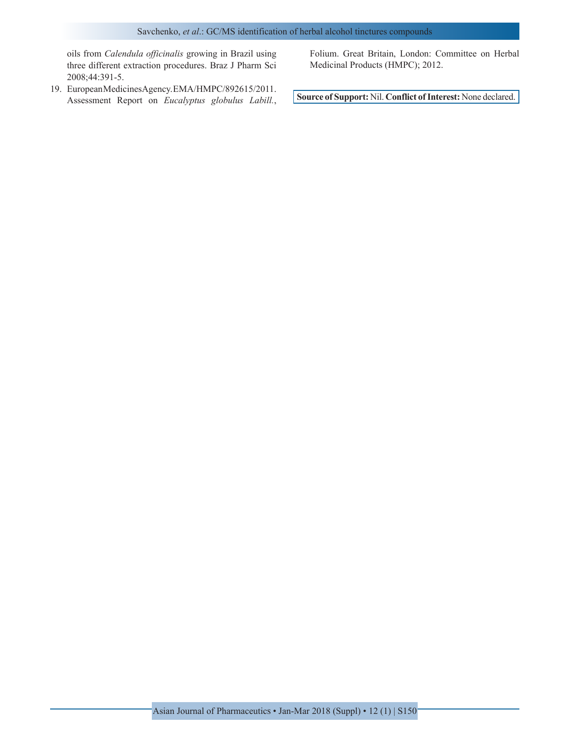oils from *Calendula officinalis* growing in Brazil using three different extraction procedures. Braz J Pharm Sci 2008;44:391-5.

19. EuropeanMedicinesAgency.EMA/HMPC/892615/2011. Assessment Report on *Eucalyptus globulus Labill.*, Folium. Great Britain, London: Committee on Herbal Medicinal Products (HMPC); 2012.

**Source of Support:** Nil. **Conflict of Interest:** None declared.